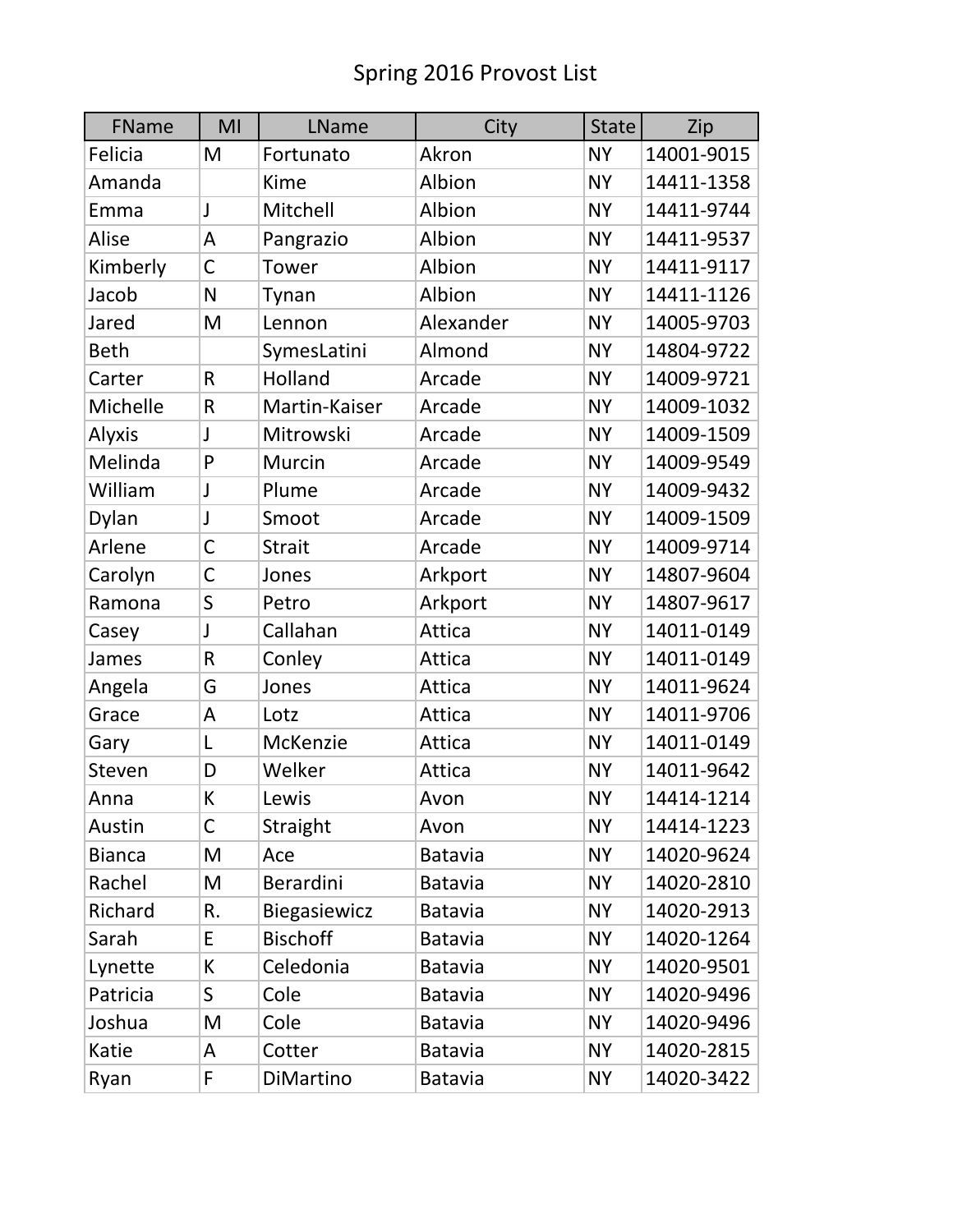# Spring 2016 Provost List

| FName | MI | LName | City | State | Zip |
|---|---|---|---|---|---|
| Felicia | M | Fortunato | Akron | NY | 14001-9015 |
| Amanda | | Kime | Albion | NY | 14411-1358 |
| Emma | J | Mitchell | Albion | NY | 14411-9744 |
| Alise | A | Pangrazio | Albion | NY | 14411-9537 |
| Kimberly | C | Tower | Albion | NY | 14411-9117 |
| Jacob | N | Tynan | Albion | NY | 14411-1126 |
| Jared | M | Lennon | Alexander | NY | 14005-9703 |
| Beth | | SymesLatini | Almond | NY | 14804-9722 |
| Carter | R | Holland | Arcade | NY | 14009-9721 |
| Michelle | R | Martin-Kaiser | Arcade | NY | 14009-1032 |
| Alyxis | J | Mitrowski | Arcade | NY | 14009-1509 |
| Melinda | P | Murcin | Arcade | NY | 14009-9549 |
| William | J | Plume | Arcade | NY | 14009-9432 |
| Dylan | J | Smoot | Arcade | NY | 14009-1509 |
| Arlene | C | Strait | Arcade | NY | 14009-9714 |
| Carolyn | C | Jones | Arkport | NY | 14807-9604 |
| Ramona | S | Petro | Arkport | NY | 14807-9617 |
| Casey | J | Callahan | Attica | NY | 14011-0149 |
| James | R | Conley | Attica | NY | 14011-0149 |
| Angela | G | Jones | Attica | NY | 14011-9624 |
| Grace | A | Lotz | Attica | NY | 14011-9706 |
| Gary | L | McKenzie | Attica | NY | 14011-0149 |
| Steven | D | Welker | Attica | NY | 14011-9642 |
| Anna | K | Lewis | Avon | NY | 14414-1214 |
| Austin | C | Straight | Avon | NY | 14414-1223 |
| Bianca | M | Ace | Batavia | NY | 14020-9624 |
| Rachel | M | Berardini | Batavia | NY | 14020-2810 |
| Richard | R. | Biegasiewicz | Batavia | NY | 14020-2913 |
| Sarah | E | Bischoff | Batavia | NY | 14020-1264 |
| Lynette | K | Celedonia | Batavia | NY | 14020-9501 |
| Patricia | S | Cole | Batavia | NY | 14020-9496 |
| Joshua | M | Cole | Batavia | NY | 14020-9496 |
| Katie | A | Cotter | Batavia | NY | 14020-2815 |
| Ryan | F | DiMartino | Batavia | NY | 14020-3422 |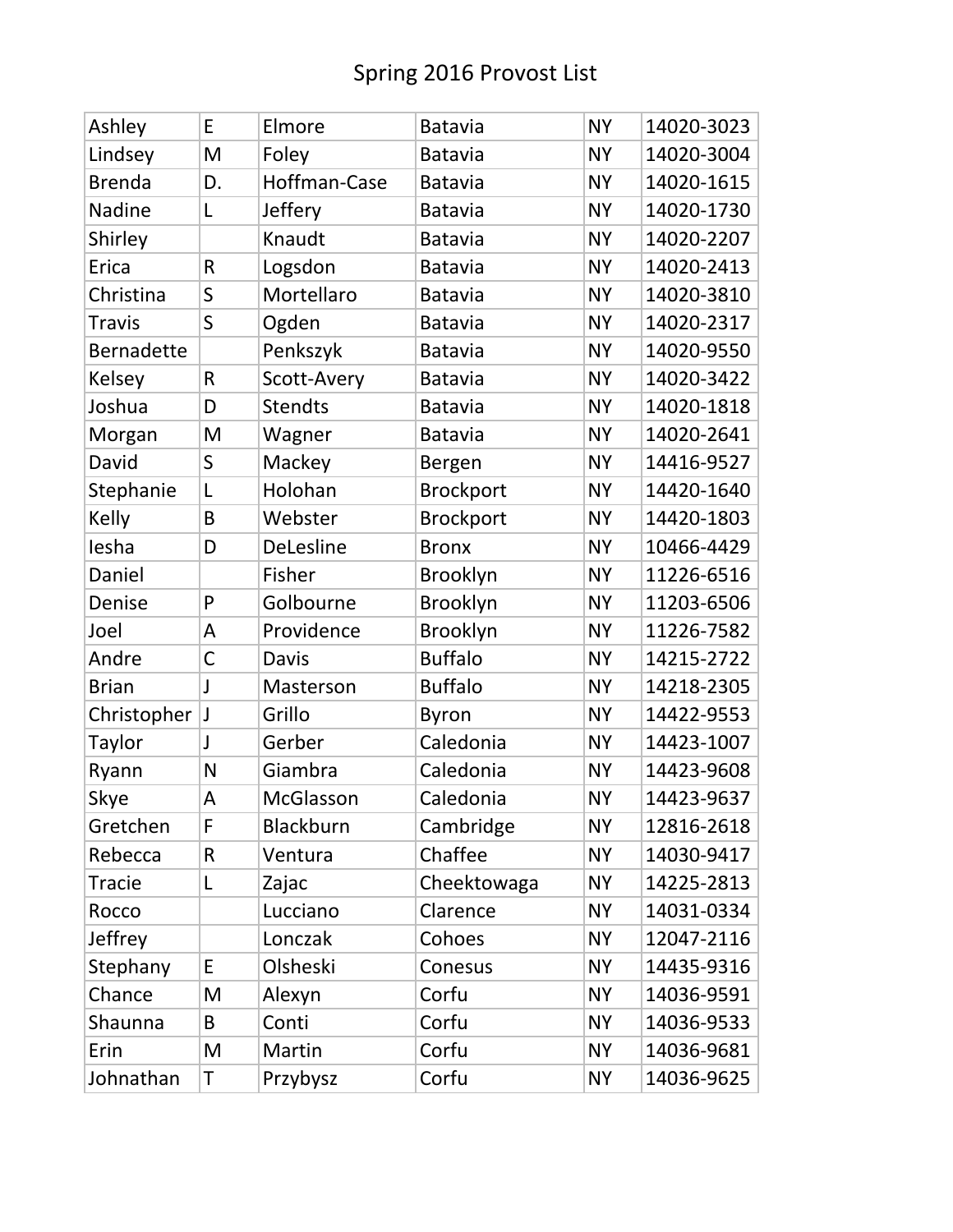# Spring 2016 Provost List

| | | | | | |
|---|---|---|---|---|---|
| Ashley | E | Elmore | Batavia | NY | 14020-3023 |
| Lindsey | M | Foley | Batavia | NY | 14020-3004 |
| Brenda | D. | Hoffman-Case | Batavia | NY | 14020-1615 |
| Nadine | L | Jeffery | Batavia | NY | 14020-1730 |
| Shirley | | Knaudt | Batavia | NY | 14020-2207 |
| Erica | R | Logsdon | Batavia | NY | 14020-2413 |
| Christina | S | Mortellaro | Batavia | NY | 14020-3810 |
| Travis | S | Ogden | Batavia | NY | 14020-2317 |
| Bernadette | | Penkszyk | Batavia | NY | 14020-9550 |
| Kelsey | R | Scott-Avery | Batavia | NY | 14020-3422 |
| Joshua | D | Stendts | Batavia | NY | 14020-1818 |
| Morgan | M | Wagner | Batavia | NY | 14020-2641 |
| David | S | Mackey | Bergen | NY | 14416-9527 |
| Stephanie | L | Holohan | Brockport | NY | 14420-1640 |
| Kelly | B | Webster | Brockport | NY | 14420-1803 |
| Iesha | D | DeLesline | Bronx | NY | 10466-4429 |
| Daniel | | Fisher | Brooklyn | NY | 11226-6516 |
| Denise | P | Golbourne | Brooklyn | NY | 11203-6506 |
| Joel | A | Providence | Brooklyn | NY | 11226-7582 |
| Andre | C | Davis | Buffalo | NY | 14215-2722 |
| Brian | J | Masterson | Buffalo | NY | 14218-2305 |
| Christopher | J | Grillo | Byron | NY | 14422-9553 |
| Taylor | J | Gerber | Caledonia | NY | 14423-1007 |
| Ryann | N | Giambra | Caledonia | NY | 14423-9608 |
| Skye | A | McGlasson | Caledonia | NY | 14423-9637 |
| Gretchen | F | Blackburn | Cambridge | NY | 12816-2618 |
| Rebecca | R | Ventura | Chaffee | NY | 14030-9417 |
| Tracie | L | Zajac | Cheektowaga | NY | 14225-2813 |
| Rocco | | Lucciano | Clarence | NY | 14031-0334 |
| Jeffrey | | Lonczak | Cohoes | NY | 12047-2116 |
| Stephany | E | Olsheski | Conesus | NY | 14435-9316 |
| Chance | M | Alexyn | Corfu | NY | 14036-9591 |
| Shaunna | B | Conti | Corfu | NY | 14036-9533 |
| Erin | M | Martin | Corfu | NY | 14036-9681 |
| Johnathan | T | Przybysz | Corfu | NY | 14036-9625 |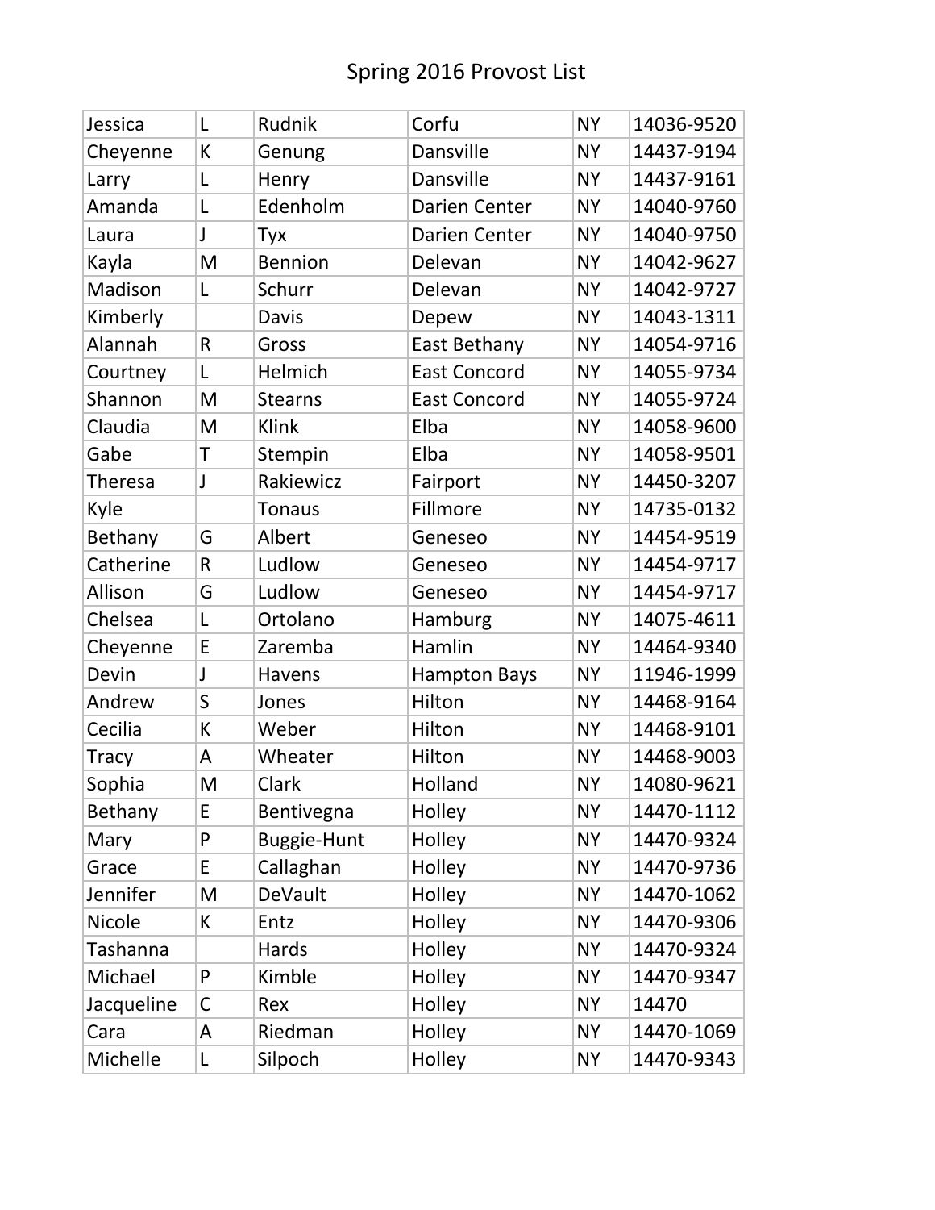# Spring 2016 Provost List

| | | | | | |
|---|---|---|---|---|---|
| Jessica | L | Rudnik | Corfu | NY | 14036-9520 |
| Cheyenne | K | Genung | Dansville | NY | 14437-9194 |
| Larry | L | Henry | Dansville | NY | 14437-9161 |
| Amanda | L | Edenholm | Darien Center | NY | 14040-9760 |
| Laura | J | Tyx | Darien Center | NY | 14040-9750 |
| Kayla | M | Bennion | Delevan | NY | 14042-9627 |
| Madison | L | Schurr | Delevan | NY | 14042-9727 |
| Kimberly | | Davis | Depew | NY | 14043-1311 |
| Alannah | R | Gross | East Bethany | NY | 14054-9716 |
| Courtney | L | Helmich | East Concord | NY | 14055-9734 |
| Shannon | M | Stearns | East Concord | NY | 14055-9724 |
| Claudia | M | Klink | Elba | NY | 14058-9600 |
| Gabe | T | Stempin | Elba | NY | 14058-9501 |
| Theresa | J | Rakiewicz | Fairport | NY | 14450-3207 |
| Kyle | | Tonaus | Fillmore | NY | 14735-0132 |
| Bethany | G | Albert | Geneseo | NY | 14454-9519 |
| Catherine | R | Ludlow | Geneseo | NY | 14454-9717 |
| Allison | G | Ludlow | Geneseo | NY | 14454-9717 |
| Chelsea | L | Ortolano | Hamburg | NY | 14075-4611 |
| Cheyenne | E | Zaremba | Hamlin | NY | 14464-9340 |
| Devin | J | Havens | Hampton Bays | NY | 11946-1999 |
| Andrew | S | Jones | Hilton | NY | 14468-9164 |
| Cecilia | K | Weber | Hilton | NY | 14468-9101 |
| Tracy | A | Wheater | Hilton | NY | 14468-9003 |
| Sophia | M | Clark | Holland | NY | 14080-9621 |
| Bethany | E | Bentivegna | Holley | NY | 14470-1112 |
| Mary | P | Buggie-Hunt | Holley | NY | 14470-9324 |
| Grace | E | Callaghan | Holley | NY | 14470-9736 |
| Jennifer | M | DeVault | Holley | NY | 14470-1062 |
| Nicole | K | Entz | Holley | NY | 14470-9306 |
| Tashanna | | Hards | Holley | NY | 14470-9324 |
| Michael | P | Kimble | Holley | NY | 14470-9347 |
| Jacqueline | C | Rex | Holley | NY | 14470 |
| Cara | A | Riedman | Holley | NY | 14470-1069 |
| Michelle | L | Silpoch | Holley | NY | 14470-9343 |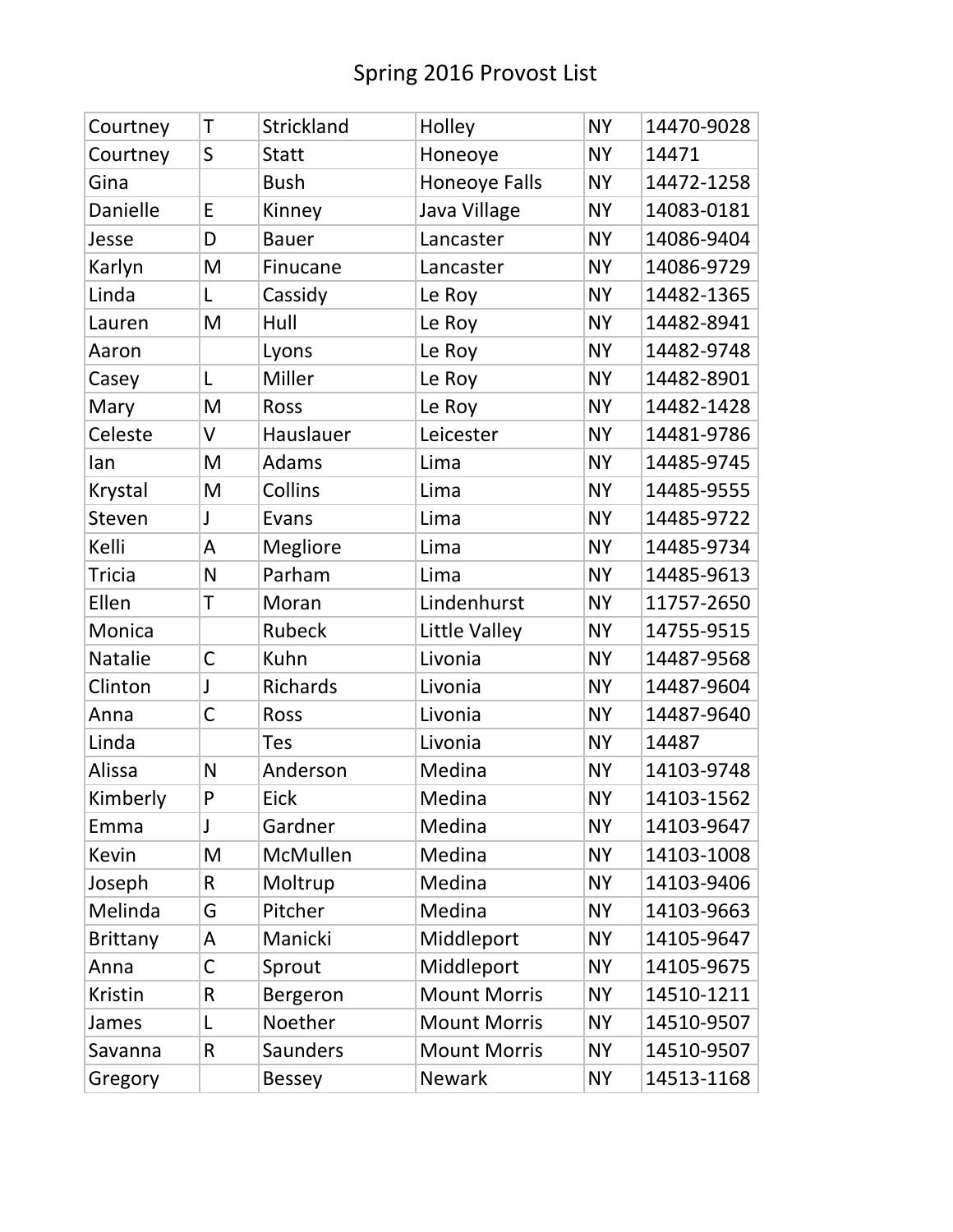# Spring 2016 Provost List

| | | | | | |
|---|---|---|---|---|---|
| Courtney | T | Strickland | Holley | NY | 14470-9028 |
| Courtney | S | Statt | Honeoye | NY | 14471 |
| Gina | | Bush | Honeoye Falls | NY | 14472-1258 |
| Danielle | E | Kinney | Java Village | NY | 14083-0181 |
| Jesse | D | Bauer | Lancaster | NY | 14086-9404 |
| Karlyn | M | Finucane | Lancaster | NY | 14086-9729 |
| Linda | L | Cassidy | Le Roy | NY | 14482-1365 |
| Lauren | M | Hull | Le Roy | NY | 14482-8941 |
| Aaron | | Lyons | Le Roy | NY | 14482-9748 |
| Casey | L | Miller | Le Roy | NY | 14482-8901 |
| Mary | M | Ross | Le Roy | NY | 14482-1428 |
| Celeste | V | Hauslauer | Leicester | NY | 14481-9786 |
| Ian | M | Adams | Lima | NY | 14485-9745 |
| Krystal | M | Collins | Lima | NY | 14485-9555 |
| Steven | J | Evans | Lima | NY | 14485-9722 |
| Kelli | A | Megliore | Lima | NY | 14485-9734 |
| Tricia | N | Parham | Lima | NY | 14485-9613 |
| Ellen | T | Moran | Lindenhurst | NY | 11757-2650 |
| Monica | | Rubeck | Little Valley | NY | 14755-9515 |
| Natalie | C | Kuhn | Livonia | NY | 14487-9568 |
| Clinton | J | Richards | Livonia | NY | 14487-9604 |
| Anna | C | Ross | Livonia | NY | 14487-9640 |
| Linda | | Tes | Livonia | NY | 14487 |
| Alissa | N | Anderson | Medina | NY | 14103-9748 |
| Kimberly | P | Eick | Medina | NY | 14103-1562 |
| Emma | J | Gardner | Medina | NY | 14103-9647 |
| Kevin | M | McMullen | Medina | NY | 14103-1008 |
| Joseph | R | Moltrup | Medina | NY | 14103-9406 |
| Melinda | G | Pitcher | Medina | NY | 14103-9663 |
| Brittany | A | Manicki | Middleport | NY | 14105-9647 |
| Anna | C | Sprout | Middleport | NY | 14105-9675 |
| Kristin | R | Bergeron | Mount Morris | NY | 14510-1211 |
| James | L | Noether | Mount Morris | NY | 14510-9507 |
| Savanna | R | Saunders | Mount Morris | NY | 14510-9507 |
| Gregory | | Bessey | Newark | NY | 14513-1168 |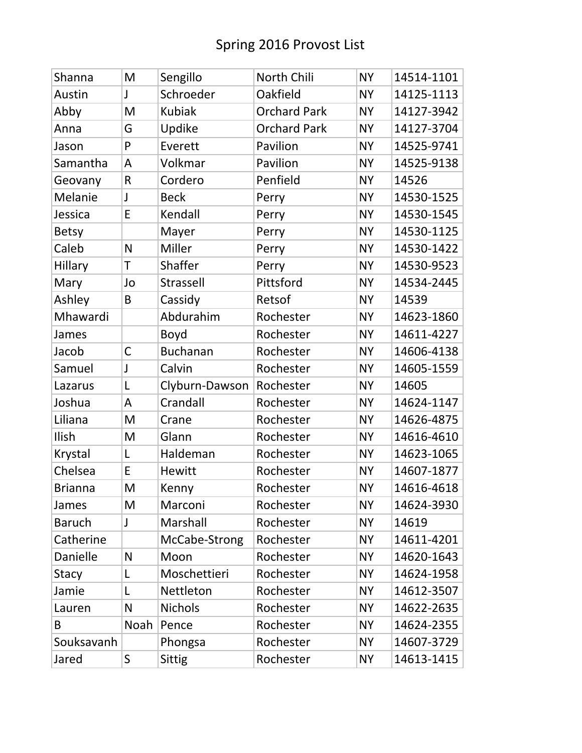# Spring 2016 Provost List

| | | | | | |
|---|---|---|---|---|---|
| Shanna | M | Sengillo | North Chili | NY | 14514-1101 |
| Austin | J | Schroeder | Oakfield | NY | 14125-1113 |
| Abby | M | Kubiak | Orchard Park | NY | 14127-3942 |
| Anna | G | Updike | Orchard Park | NY | 14127-3704 |
| Jason | P | Everett | Pavilion | NY | 14525-9741 |
| Samantha | A | Volkmar | Pavilion | NY | 14525-9138 |
| Geovany | R | Cordero | Penfield | NY | 14526 |
| Melanie | J | Beck | Perry | NY | 14530-1525 |
| Jessica | E | Kendall | Perry | NY | 14530-1545 |
| Betsy | | Mayer | Perry | NY | 14530-1125 |
| Caleb | N | Miller | Perry | NY | 14530-1422 |
| Hillary | T | Shaffer | Perry | NY | 14530-9523 |
| Mary | Jo | Strassell | Pittsford | NY | 14534-2445 |
| Ashley | B | Cassidy | Retsof | NY | 14539 |
| Mhawardi | | Abdurahim | Rochester | NY | 14623-1860 |
| James | | Boyd | Rochester | NY | 14611-4227 |
| Jacob | C | Buchanan | Rochester | NY | 14606-4138 |
| Samuel | J | Calvin | Rochester | NY | 14605-1559 |
| Lazarus | L | Clyburn-Dawson | Rochester | NY | 14605 |
| Joshua | A | Crandall | Rochester | NY | 14624-1147 |
| Liliana | M | Crane | Rochester | NY | 14626-4875 |
| Ilish | M | Glann | Rochester | NY | 14616-4610 |
| Krystal | L | Haldeman | Rochester | NY | 14623-1065 |
| Chelsea | E | Hewitt | Rochester | NY | 14607-1877 |
| Brianna | M | Kenny | Rochester | NY | 14616-4618 |
| James | M | Marconi | Rochester | NY | 14624-3930 |
| Baruch | J | Marshall | Rochester | NY | 14619 |
| Catherine | | McCabe-Strong | Rochester | NY | 14611-4201 |
| Danielle | N | Moon | Rochester | NY | 14620-1643 |
| Stacy | L | Moschettieri | Rochester | NY | 14624-1958 |
| Jamie | L | Nettleton | Rochester | NY | 14612-3507 |
| Lauren | N | Nichols | Rochester | NY | 14622-2635 |
| B | Noah | Pence | Rochester | NY | 14624-2355 |
| Souksavanh | | Phongsa | Rochester | NY | 14607-3729 |
| Jared | S | Sittig | Rochester | NY | 14613-1415 |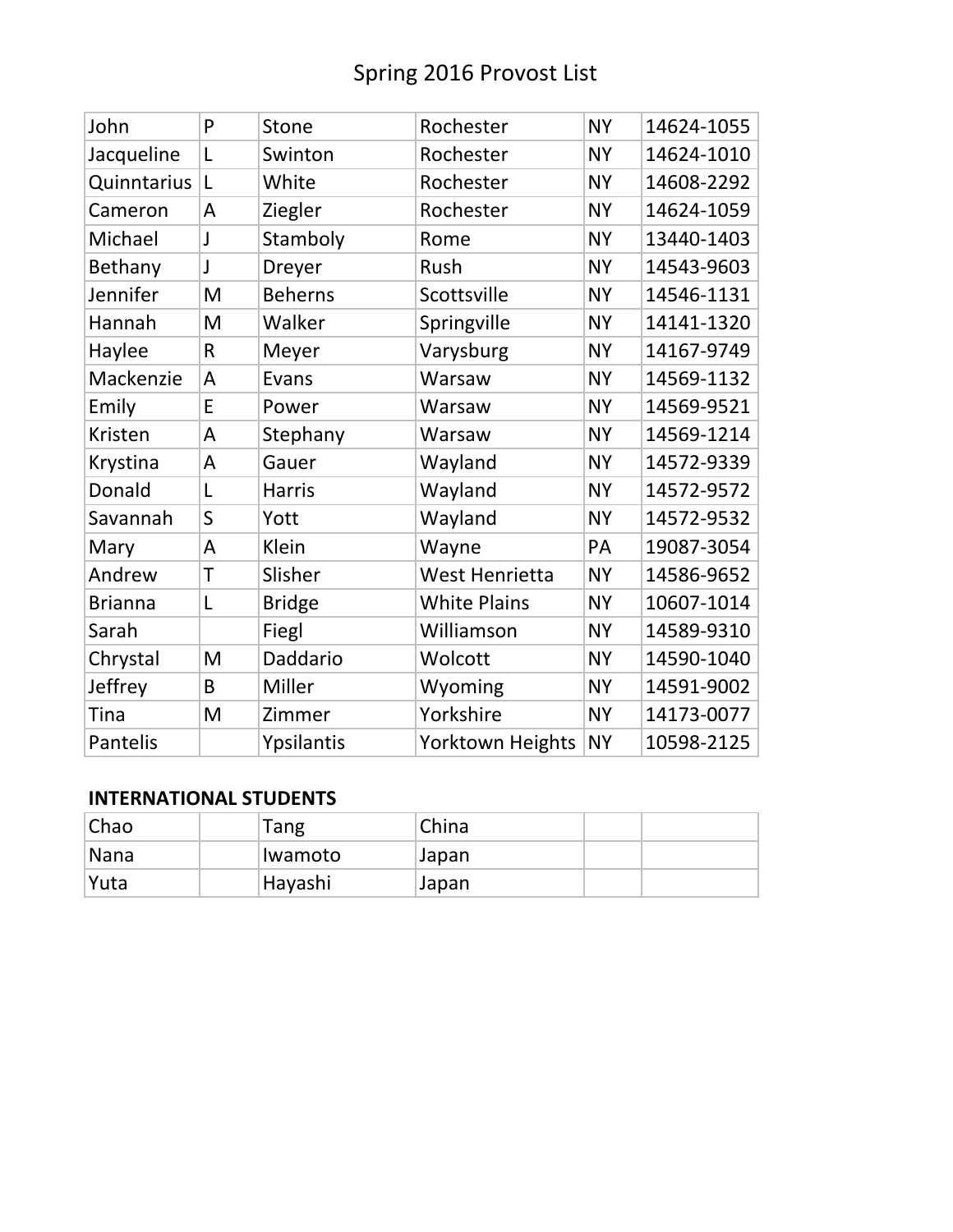# Spring 2016 Provost List

| | | | | | |
|---|---|---|---|---|---|
| John | P | Stone | Rochester | NY | 14624-1055 |
| Jacqueline | L | Swinton | Rochester | NY | 14624-1010 |
| Quinntarius | L | White | Rochester | NY | 14608-2292 |
| Cameron | A | Ziegler | Rochester | NY | 14624-1059 |
| Michael | J | Stamboly | Rome | NY | 13440-1403 |
| Bethany | J | Dreyer | Rush | NY | 14543-9603 |
| Jennifer | M | Beherns | Scottsville | NY | 14546-1131 |
| Hannah | M | Walker | Springville | NY | 14141-1320 |
| Haylee | R | Meyer | Varysburg | NY | 14167-9749 |
| Mackenzie | A | Evans | Warsaw | NY | 14569-1132 |
| Emily | E | Power | Warsaw | NY | 14569-9521 |
| Kristen | A | Stephany | Warsaw | NY | 14569-1214 |
| Krystina | A | Gauer | Wayland | NY | 14572-9339 |
| Donald | L | Harris | Wayland | NY | 14572-9572 |
| Savannah | S | Yott | Wayland | NY | 14572-9532 |
| Mary | A | Klein | Wayne | PA | 19087-3054 |
| Andrew | T | Slisher | West Henrietta | NY | 14586-9652 |
| Brianna | L | Bridge | White Plains | NY | 10607-1014 |
| Sarah | | Fiegl | Williamson | NY | 14589-9310 |
| Chrystal | M | Daddario | Wolcott | NY | 14590-1040 |
| Jeffrey | B | Miller | Wyoming | NY | 14591-9002 |
| Tina | M | Zimmer | Yorkshire | NY | 14173-0077 |
| Pantelis | | Ypsilantis | Yorktown Heights | NY | 10598-2125 |

**INTERNATIONAL STUDENTS**

| | | | | | |
|---|---|---|---|---|---|
| Chao | | Tang | China | | |
| Nana | | Iwamoto | Japan | | |
| Yuta | | Hayashi | Japan | | |